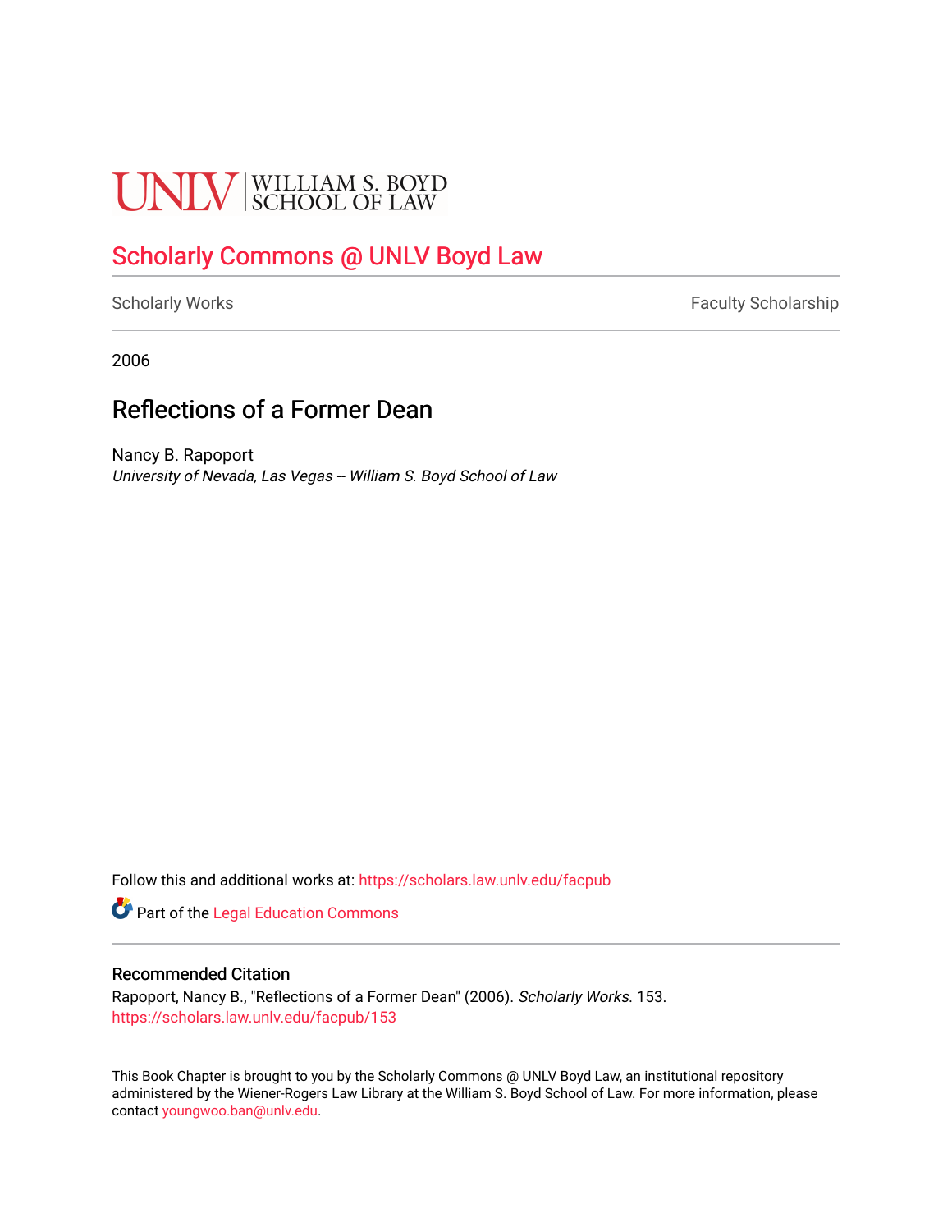UNLV | WILLIAM S. BOYD SCHOOL OF LAW

## Scholarly Commons @ UNLV Boyd Law

Scholarly Works | Faculty Scholarship

2006

# Reflections of a Former Dean

Nancy B. Rapoport
*University of Nevada, Las Vegas -- William S. Boyd School of Law*

Follow this and additional works at: https://scholars.law.unlv.edu/facpub

Part of the Legal Education Commons

### Recommended Citation

Rapoport, Nancy B., "Reflections of a Former Dean" (2006). *Scholarly Works*. 153.
https://scholars.law.unlv.edu/facpub/153

This Book Chapter is brought to you by the Scholarly Commons @ UNLV Boyd Law, an institutional repository administered by the Wiener-Rogers Law Library at the William S. Boyd School of Law. For more information, please contact youngwoo.ban@unlv.edu.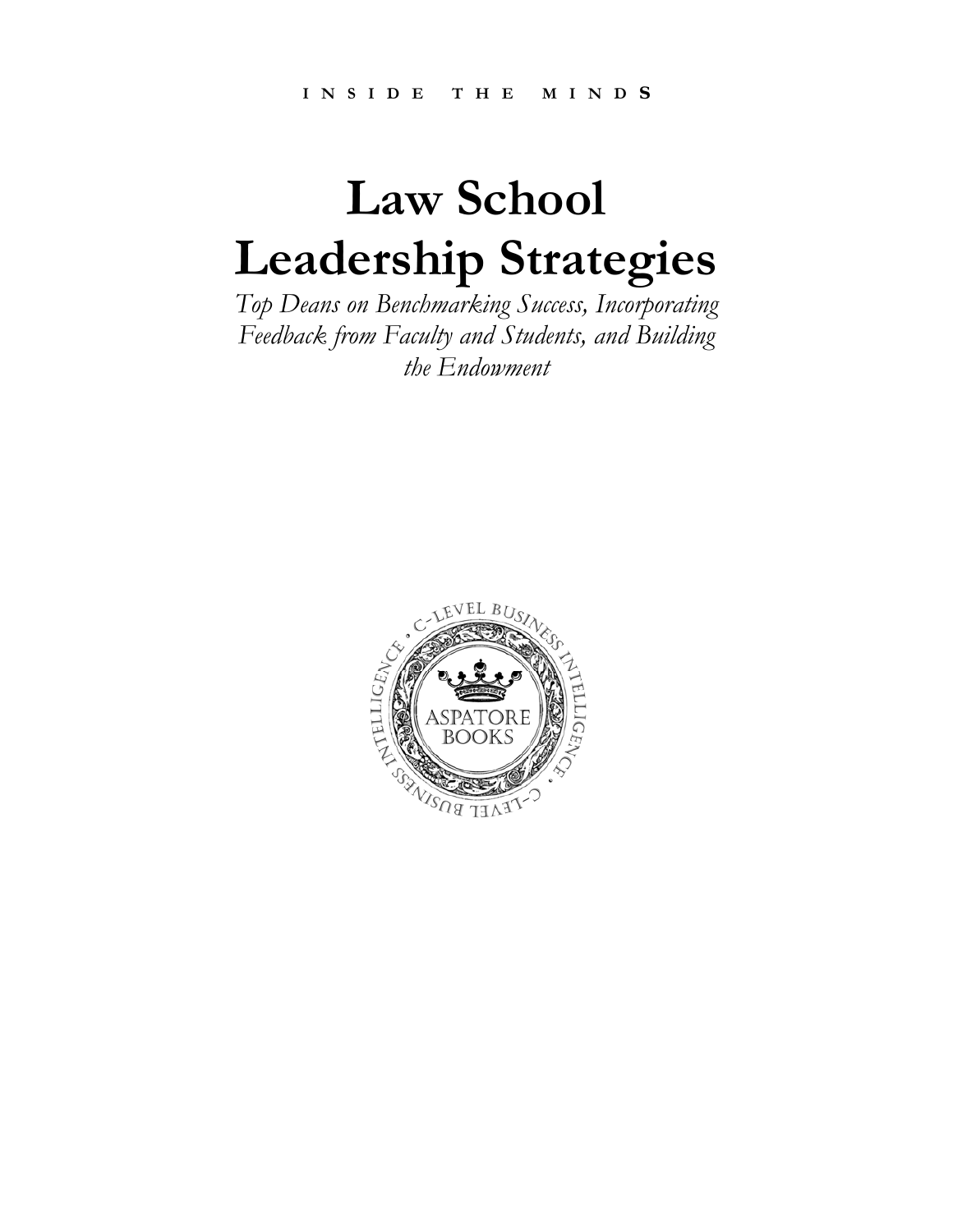INSIDE THE MINDS

# Law School Leadership Strategies

*Top Deans on Benchmarking Success, Incorporating Feedback from Faculty and Students, and Building the Endowment*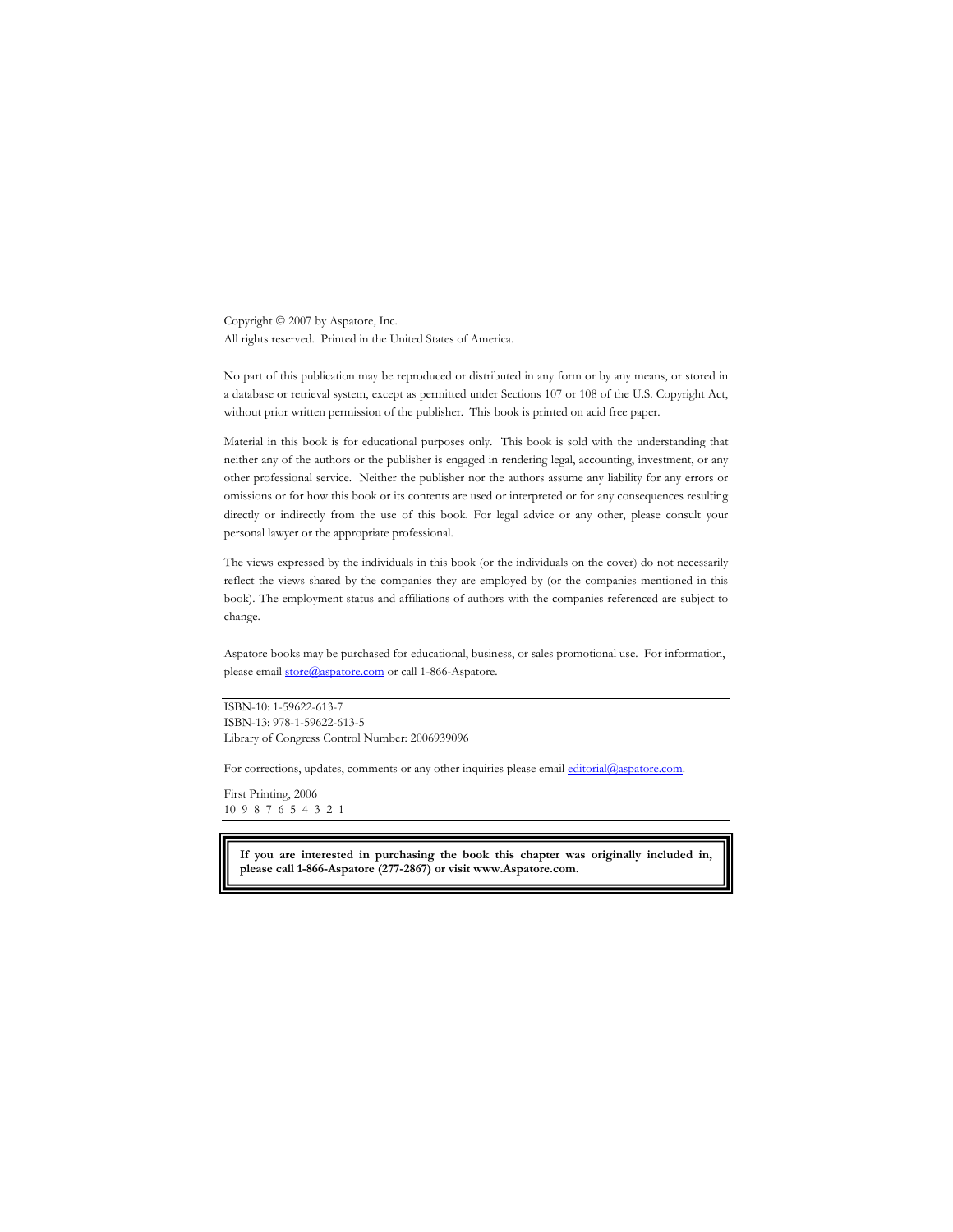Copyright © 2007 by Aspatore, Inc.
All rights reserved. Printed in the United States of America.

No part of this publication may be reproduced or distributed in any form or by any means, or stored in a database or retrieval system, except as permitted under Sections 107 or 108 of the U.S. Copyright Act, without prior written permission of the publisher. This book is printed on acid free paper.

Material in this book is for educational purposes only. This book is sold with the understanding that neither any of the authors or the publisher is engaged in rendering legal, accounting, investment, or any other professional service. Neither the publisher nor the authors assume any liability for any errors or omissions or for how this book or its contents are used or interpreted or for any consequences resulting directly or indirectly from the use of this book. For legal advice or any other, please consult your personal lawyer or the appropriate professional.

The views expressed by the individuals in this book (or the individuals on the cover) do not necessarily reflect the views shared by the companies they are employed by (or the companies mentioned in this book). The employment status and affiliations of authors with the companies referenced are subject to change.

Aspatore books may be purchased for educational, business, or sales promotional use. For information, please email store@aspatore.com or call 1-866-Aspatore.

---

ISBN-10: 1-59622-613-7
ISBN-13: 978-1-59622-613-5
Library of Congress Control Number: 2006939096

For corrections, updates, comments or any other inquiries please email editorial@aspatore.com.

First Printing, 2006
10 9 8 7 6 5 4 3 2 1

---

**If you are interested in purchasing the book this chapter was originally included in, please call 1-866-Aspatore (277-2867) or visit www.Aspatore.com.**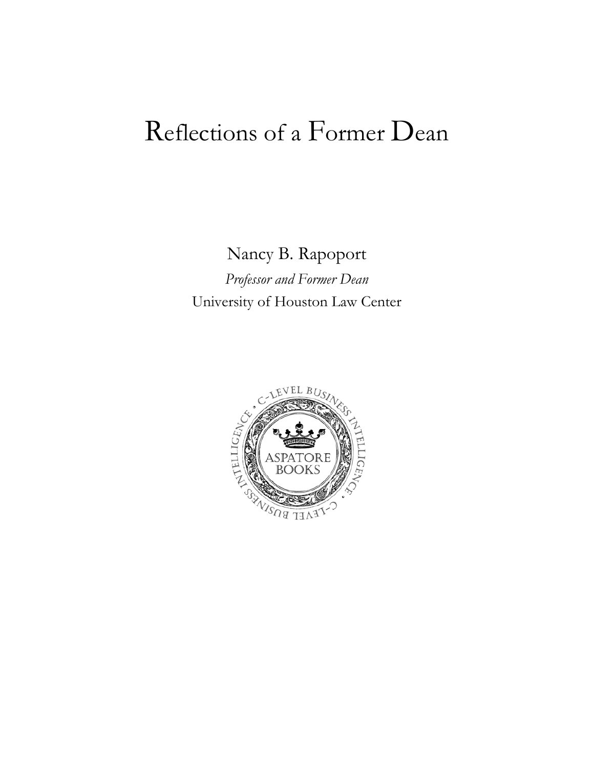# Reflections of a Former Dean

Nancy B. Rapoport

*Professor and Former Dean*

University of Houston Law Center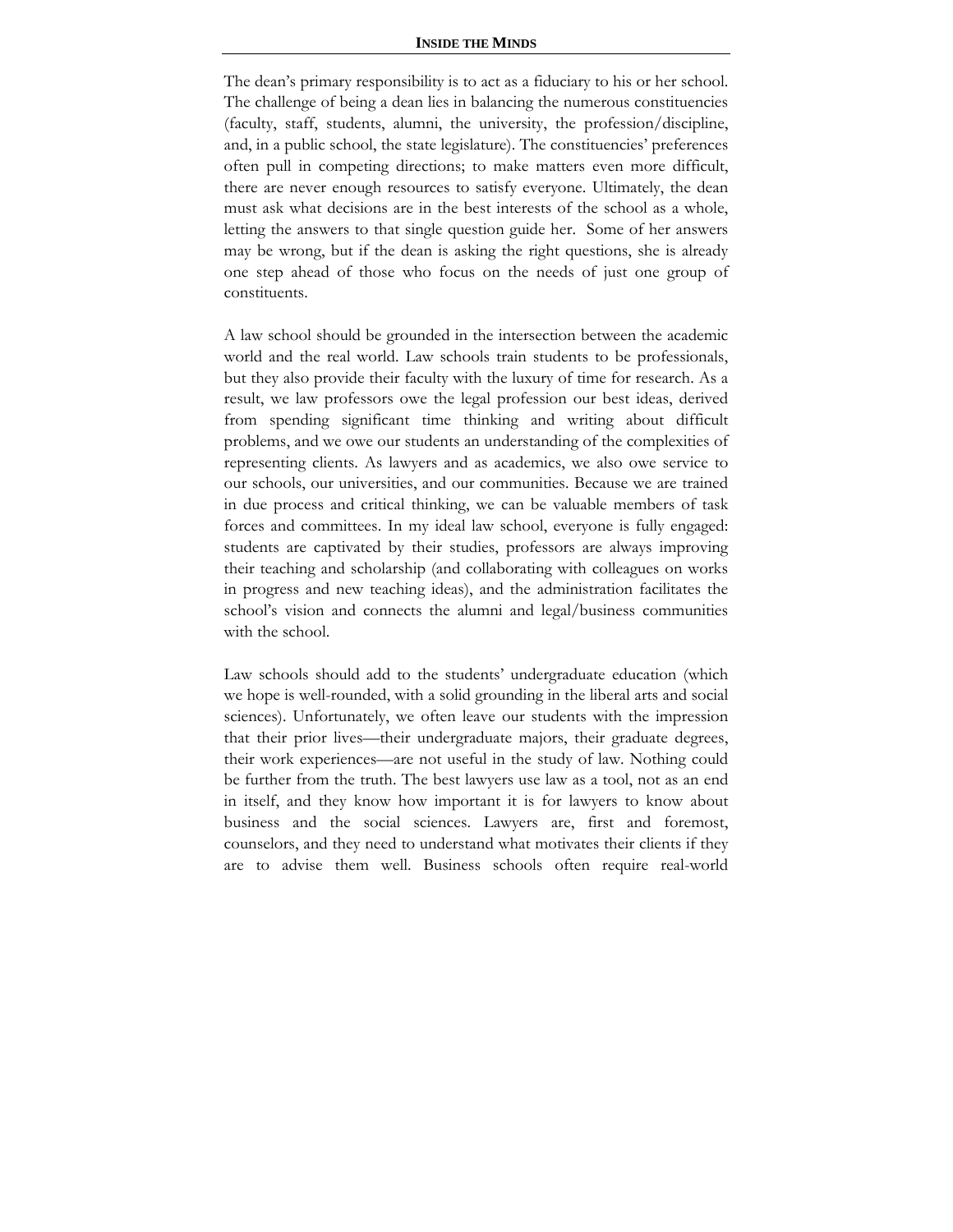The dean's primary responsibility is to act as a fiduciary to his or her school. The challenge of being a dean lies in balancing the numerous constituencies (faculty, staff, students, alumni, the university, the profession/discipline, and, in a public school, the state legislature). The constituencies' preferences often pull in competing directions; to make matters even more difficult, there are never enough resources to satisfy everyone. Ultimately, the dean must ask what decisions are in the best interests of the school as a whole, letting the answers to that single question guide her. Some of her answers may be wrong, but if the dean is asking the right questions, she is already one step ahead of those who focus on the needs of just one group of constituents.

A law school should be grounded in the intersection between the academic world and the real world. Law schools train students to be professionals, but they also provide their faculty with the luxury of time for research. As a result, we law professors owe the legal profession our best ideas, derived from spending significant time thinking and writing about difficult problems, and we owe our students an understanding of the complexities of representing clients. As lawyers and as academics, we also owe service to our schools, our universities, and our communities. Because we are trained in due process and critical thinking, we can be valuable members of task forces and committees. In my ideal law school, everyone is fully engaged: students are captivated by their studies, professors are always improving their teaching and scholarship (and collaborating with colleagues on works in progress and new teaching ideas), and the administration facilitates the school's vision and connects the alumni and legal/business communities with the school.

Law schools should add to the students' undergraduate education (which we hope is well-rounded, with a solid grounding in the liberal arts and social sciences). Unfortunately, we often leave our students with the impression that their prior lives—their undergraduate majors, their graduate degrees, their work experiences—are not useful in the study of law. Nothing could be further from the truth. The best lawyers use law as a tool, not as an end in itself, and they know how important it is for lawyers to know about business and the social sciences. Lawyers are, first and foremost, counselors, and they need to understand what motivates their clients if they are to advise them well. Business schools often require real-world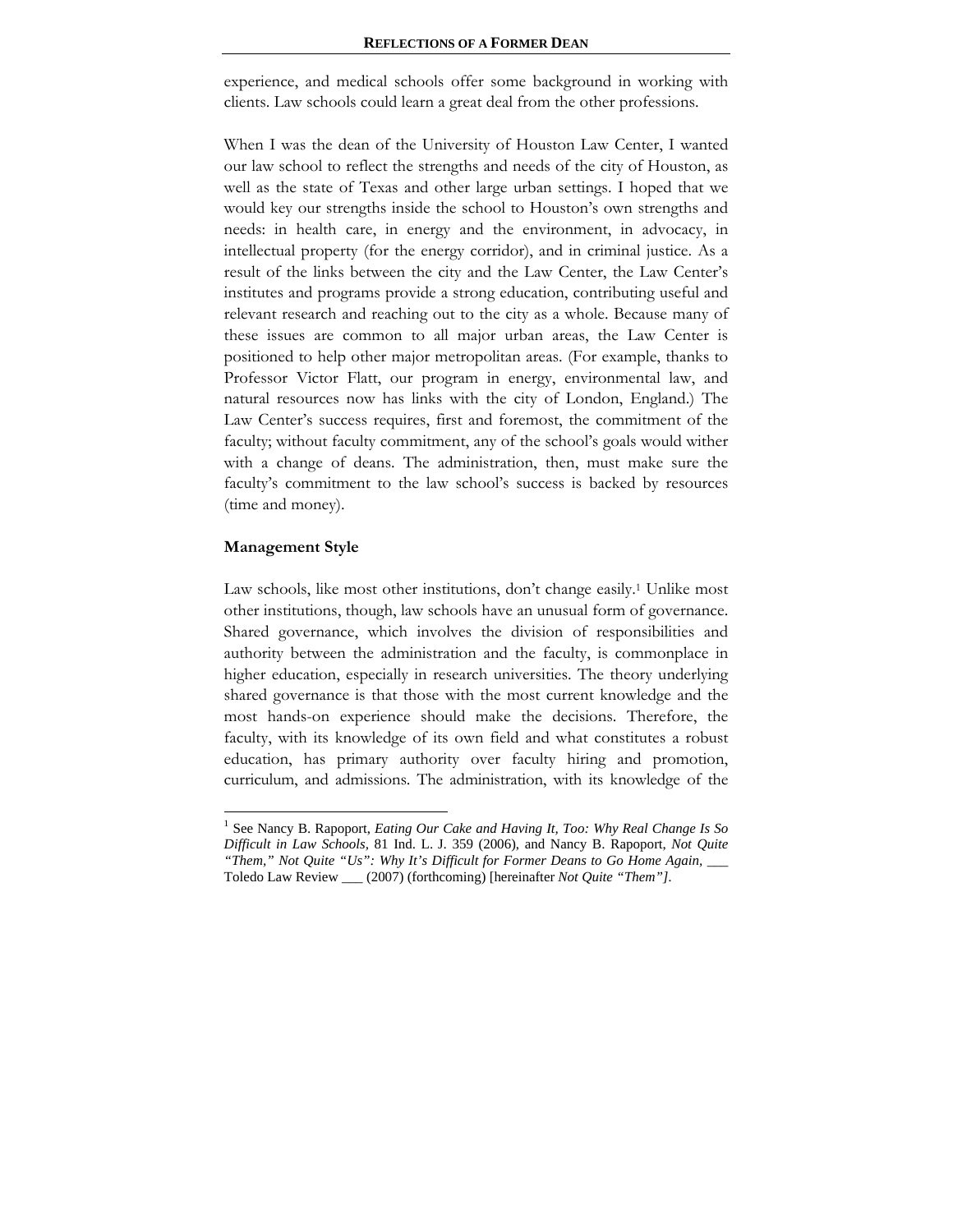experience, and medical schools offer some background in working with clients. Law schools could learn a great deal from the other professions.

When I was the dean of the University of Houston Law Center, I wanted our law school to reflect the strengths and needs of the city of Houston, as well as the state of Texas and other large urban settings. I hoped that we would key our strengths inside the school to Houston's own strengths and needs: in health care, in energy and the environment, in advocacy, in intellectual property (for the energy corridor), and in criminal justice. As a result of the links between the city and the Law Center, the Law Center's institutes and programs provide a strong education, contributing useful and relevant research and reaching out to the city as a whole. Because many of these issues are common to all major urban areas, the Law Center is positioned to help other major metropolitan areas. (For example, thanks to Professor Victor Flatt, our program in energy, environmental law, and natural resources now has links with the city of London, England.) The Law Center's success requires, first and foremost, the commitment of the faculty; without faculty commitment, any of the school's goals would wither with a change of deans. The administration, then, must make sure the faculty's commitment to the law school's success is backed by resources (time and money).

## Management Style

Law schools, like most other institutions, don't change easily.[1] Unlike most other institutions, though, law schools have an unusual form of governance. Shared governance, which involves the division of responsibilities and authority between the administration and the faculty, is commonplace in higher education, especially in research universities. The theory underlying shared governance is that those with the most current knowledge and the most hands-on experience should make the decisions. Therefore, the faculty, with its knowledge of its own field and what constitutes a robust education, has primary authority over faculty hiring and promotion, curriculum, and admissions. The administration, with its knowledge of the

---

[1] See Nancy B. Rapoport, *Eating Our Cake and Having It, Too: Why Real Change Is So Difficult in Law Schools,* 81 Ind. L. J. 359 (2006), and Nancy B. Rapoport, *Not Quite "Them," Not Quite "Us": Why It's Difficult for Former Deans to Go Home Again,* ___ Toledo Law Review ___ (2007) (forthcoming) [hereinafter *Not Quite "Them"]*.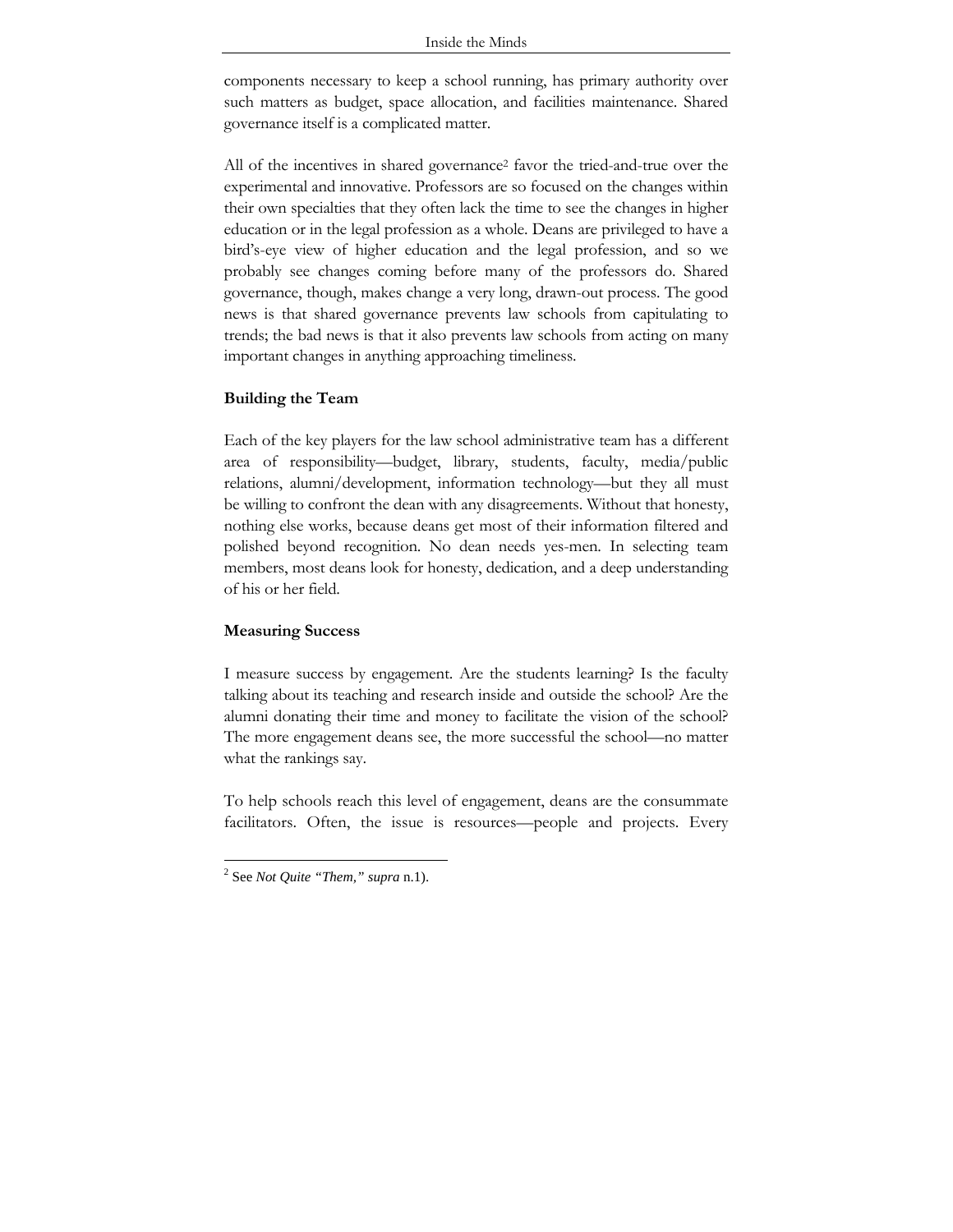components necessary to keep a school running, has primary authority over such matters as budget, space allocation, and facilities maintenance. Shared governance itself is a complicated matter.

All of the incentives in shared governance[2] favor the tried-and-true over the experimental and innovative. Professors are so focused on the changes within their own specialties that they often lack the time to see the changes in higher education or in the legal profession as a whole. Deans are privileged to have a bird's-eye view of higher education and the legal profession, and so we probably see changes coming before many of the professors do. Shared governance, though, makes change a very long, drawn-out process. The good news is that shared governance prevents law schools from capitulating to trends; the bad news is that it also prevents law schools from acting on many important changes in anything approaching timeliness.

**Building the Team**

Each of the key players for the law school administrative team has a different area of responsibility—budget, library, students, faculty, media/public relations, alumni/development, information technology—but they all must be willing to confront the dean with any disagreements. Without that honesty, nothing else works, because deans get most of their information filtered and polished beyond recognition. No dean needs yes-men. In selecting team members, most deans look for honesty, dedication, and a deep understanding of his or her field.

**Measuring Success**

I measure success by engagement. Are the students learning? Is the faculty talking about its teaching and research inside and outside the school? Are the alumni donating their time and money to facilitate the vision of the school? The more engagement deans see, the more successful the school—no matter what the rankings say.

To help schools reach this level of engagement, deans are the consummate facilitators. Often, the issue is resources—people and projects. Every

---

[2] See *Not Quite "Them," supra* n.1).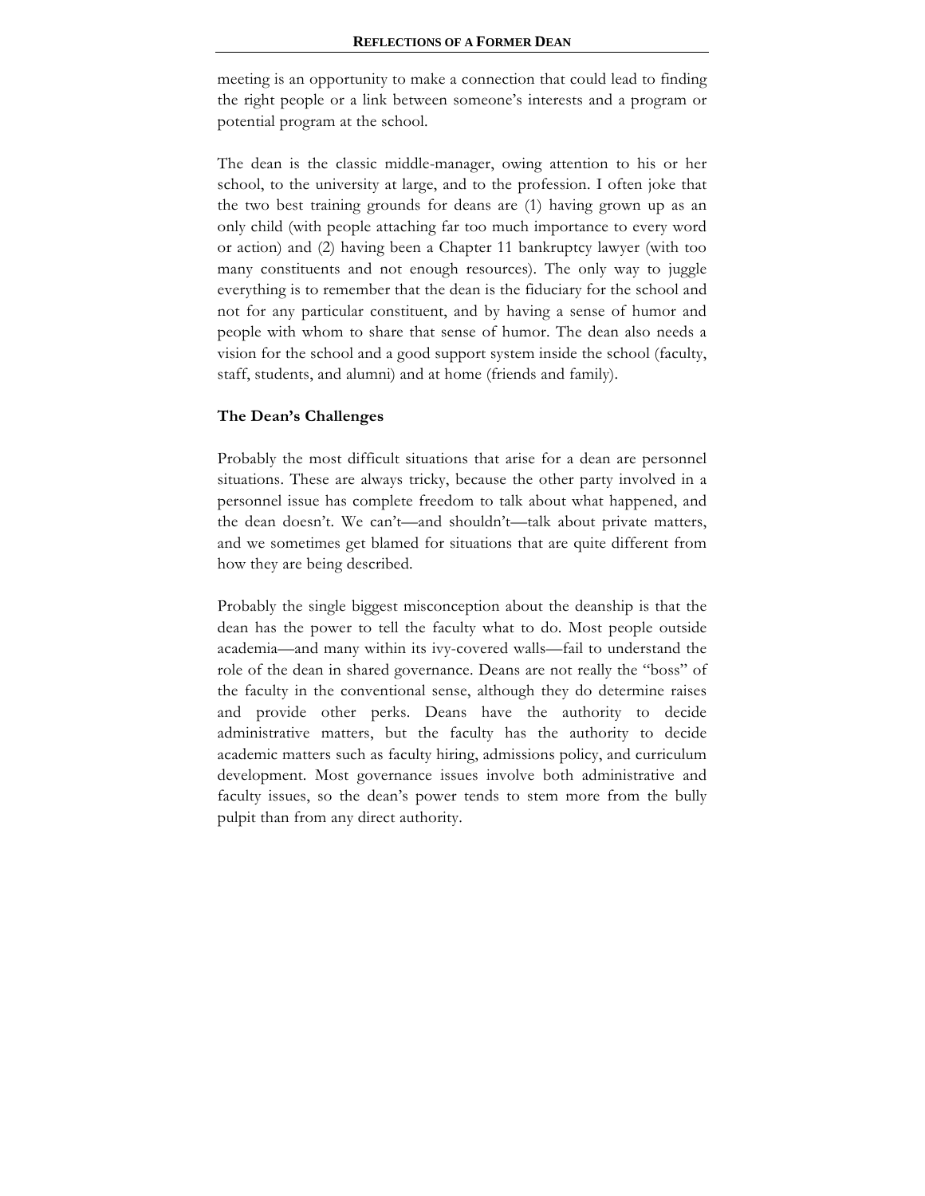meeting is an opportunity to make a connection that could lead to finding the right people or a link between someone's interests and a program or potential program at the school.

The dean is the classic middle-manager, owing attention to his or her school, to the university at large, and to the profession. I often joke that the two best training grounds for deans are (1) having grown up as an only child (with people attaching far too much importance to every word or action) and (2) having been a Chapter 11 bankruptcy lawyer (with too many constituents and not enough resources). The only way to juggle everything is to remember that the dean is the fiduciary for the school and not for any particular constituent, and by having a sense of humor and people with whom to share that sense of humor. The dean also needs a vision for the school and a good support system inside the school (faculty, staff, students, and alumni) and at home (friends and family).

## The Dean's Challenges

Probably the most difficult situations that arise for a dean are personnel situations. These are always tricky, because the other party involved in a personnel issue has complete freedom to talk about what happened, and the dean doesn't. We can't—and shouldn't—talk about private matters, and we sometimes get blamed for situations that are quite different from how they are being described.

Probably the single biggest misconception about the deanship is that the dean has the power to tell the faculty what to do. Most people outside academia—and many within its ivy-covered walls—fail to understand the role of the dean in shared governance. Deans are not really the "boss" of the faculty in the conventional sense, although they do determine raises and provide other perks. Deans have the authority to decide administrative matters, but the faculty has the authority to decide academic matters such as faculty hiring, admissions policy, and curriculum development. Most governance issues involve both administrative and faculty issues, so the dean's power tends to stem more from the bully pulpit than from any direct authority.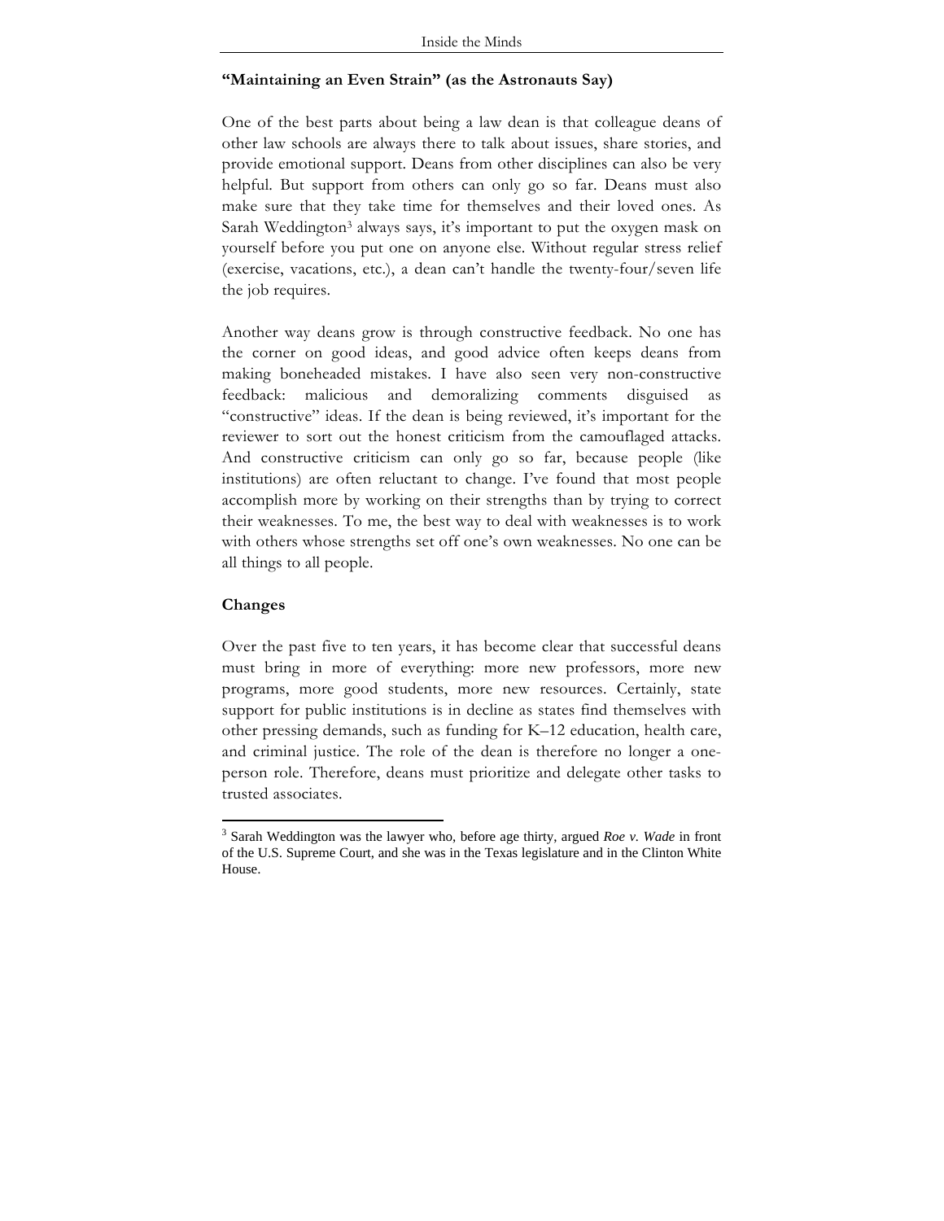### "Maintaining an Even Strain" (as the Astronauts Say)

One of the best parts about being a law dean is that colleague deans of other law schools are always there to talk about issues, share stories, and provide emotional support. Deans from other disciplines can also be very helpful. But support from others can only go so far. Deans must also make sure that they take time for themselves and their loved ones. As Sarah Weddington[3] always says, it's important to put the oxygen mask on yourself before you put one on anyone else. Without regular stress relief (exercise, vacations, etc.), a dean can't handle the twenty-four/seven life the job requires.

Another way deans grow is through constructive feedback. No one has the corner on good ideas, and good advice often keeps deans from making boneheaded mistakes. I have also seen very non-constructive feedback: malicious and demoralizing comments disguised as "constructive" ideas. If the dean is being reviewed, it's important for the reviewer to sort out the honest criticism from the camouflaged attacks. And constructive criticism can only go so far, because people (like institutions) are often reluctant to change. I've found that most people accomplish more by working on their strengths than by trying to correct their weaknesses. To me, the best way to deal with weaknesses is to work with others whose strengths set off one's own weaknesses. No one can be all things to all people.

### Changes

Over the past five to ten years, it has become clear that successful deans must bring in more of everything: more new professors, more new programs, more good students, more new resources. Certainly, state support for public institutions is in decline as states find themselves with other pressing demands, such as funding for K–12 education, health care, and criminal justice. The role of the dean is therefore no longer a one-person role. Therefore, deans must prioritize and delegate other tasks to trusted associates.

---

[3] Sarah Weddington was the lawyer who, before age thirty, argued *Roe v. Wade* in front of the U.S. Supreme Court, and she was in the Texas legislature and in the Clinton White House.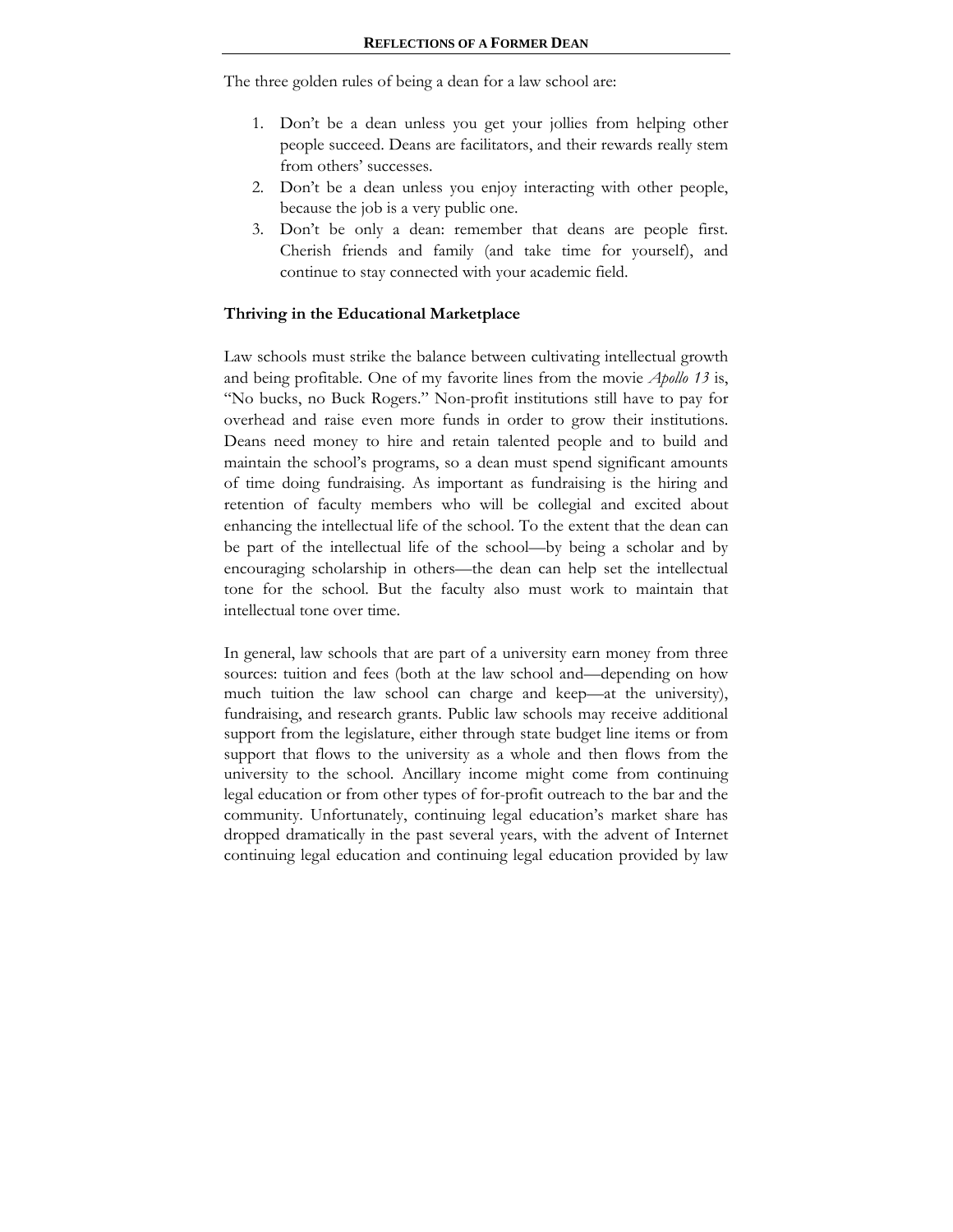The three golden rules of being a dean for a law school are:

1. Don't be a dean unless you get your jollies from helping other people succeed. Deans are facilitators, and their rewards really stem from others' successes.
2. Don't be a dean unless you enjoy interacting with other people, because the job is a very public one.
3. Don't be only a dean: remember that deans are people first. Cherish friends and family (and take time for yourself), and continue to stay connected with your academic field.

**Thriving in the Educational Marketplace**

Law schools must strike the balance between cultivating intellectual growth and being profitable. One of my favorite lines from the movie *Apollo 13* is, "No bucks, no Buck Rogers." Non-profit institutions still have to pay for overhead and raise even more funds in order to grow their institutions. Deans need money to hire and retain talented people and to build and maintain the school's programs, so a dean must spend significant amounts of time doing fundraising. As important as fundraising is the hiring and retention of faculty members who will be collegial and excited about enhancing the intellectual life of the school. To the extent that the dean can be part of the intellectual life of the school—by being a scholar and by encouraging scholarship in others—the dean can help set the intellectual tone for the school. But the faculty also must work to maintain that intellectual tone over time.

In general, law schools that are part of a university earn money from three sources: tuition and fees (both at the law school and—depending on how much tuition the law school can charge and keep—at the university), fundraising, and research grants. Public law schools may receive additional support from the legislature, either through state budget line items or from support that flows to the university as a whole and then flows from the university to the school. Ancillary income might come from continuing legal education or from other types of for-profit outreach to the bar and the community. Unfortunately, continuing legal education's market share has dropped dramatically in the past several years, with the advent of Internet continuing legal education and continuing legal education provided by law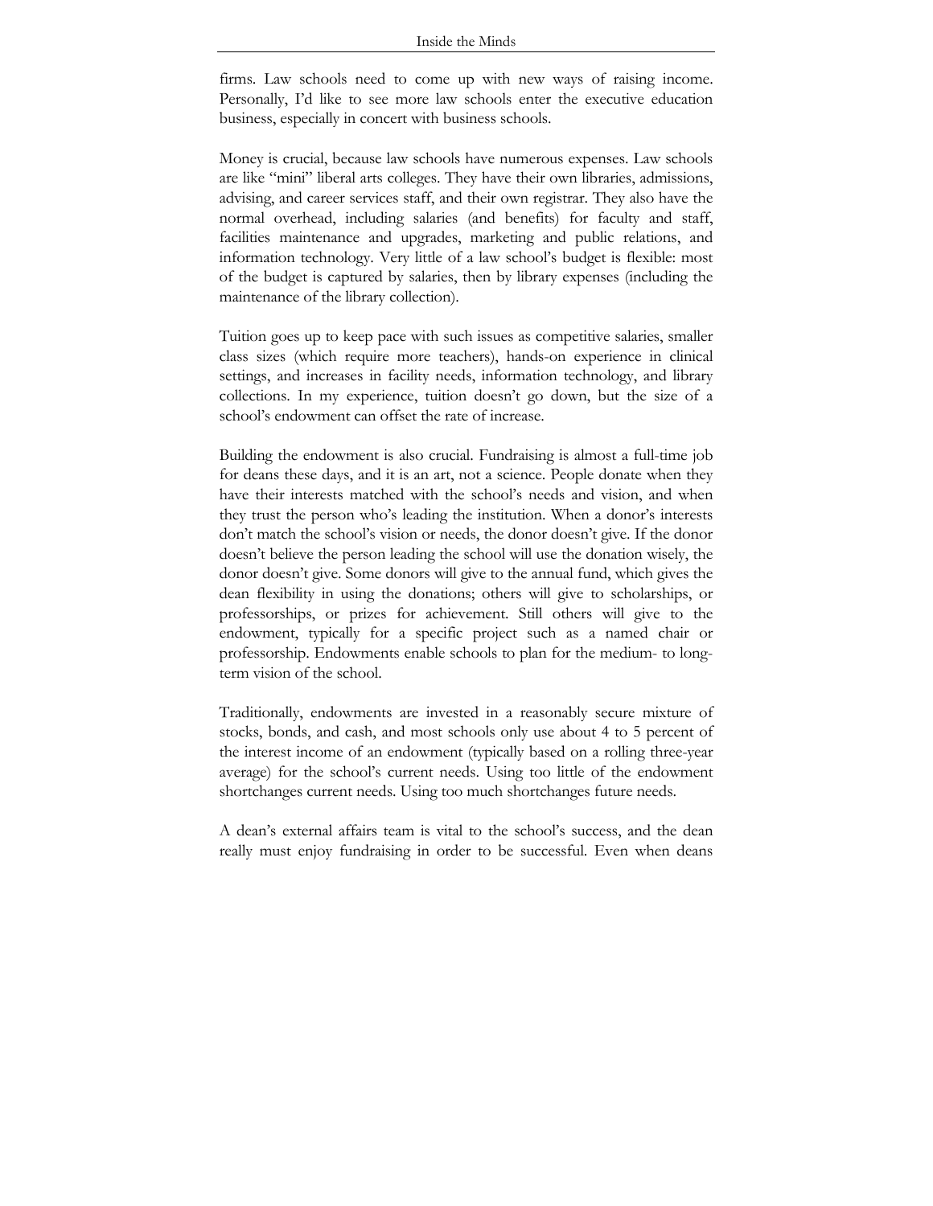firms. Law schools need to come up with new ways of raising income. Personally, I'd like to see more law schools enter the executive education business, especially in concert with business schools.

Money is crucial, because law schools have numerous expenses. Law schools are like "mini" liberal arts colleges. They have their own libraries, admissions, advising, and career services staff, and their own registrar. They also have the normal overhead, including salaries (and benefits) for faculty and staff, facilities maintenance and upgrades, marketing and public relations, and information technology. Very little of a law school's budget is flexible: most of the budget is captured by salaries, then by library expenses (including the maintenance of the library collection).

Tuition goes up to keep pace with such issues as competitive salaries, smaller class sizes (which require more teachers), hands-on experience in clinical settings, and increases in facility needs, information technology, and library collections. In my experience, tuition doesn't go down, but the size of a school's endowment can offset the rate of increase.

Building the endowment is also crucial. Fundraising is almost a full-time job for deans these days, and it is an art, not a science. People donate when they have their interests matched with the school's needs and vision, and when they trust the person who's leading the institution. When a donor's interests don't match the school's vision or needs, the donor doesn't give. If the donor doesn't believe the person leading the school will use the donation wisely, the donor doesn't give. Some donors will give to the annual fund, which gives the dean flexibility in using the donations; others will give to scholarships, or professorships, or prizes for achievement. Still others will give to the endowment, typically for a specific project such as a named chair or professorship. Endowments enable schools to plan for the medium- to long-term vision of the school.

Traditionally, endowments are invested in a reasonably secure mixture of stocks, bonds, and cash, and most schools only use about 4 to 5 percent of the interest income of an endowment (typically based on a rolling three-year average) for the school's current needs. Using too little of the endowment shortchanges current needs. Using too much shortchanges future needs.

A dean's external affairs team is vital to the school's success, and the dean really must enjoy fundraising in order to be successful. Even when deans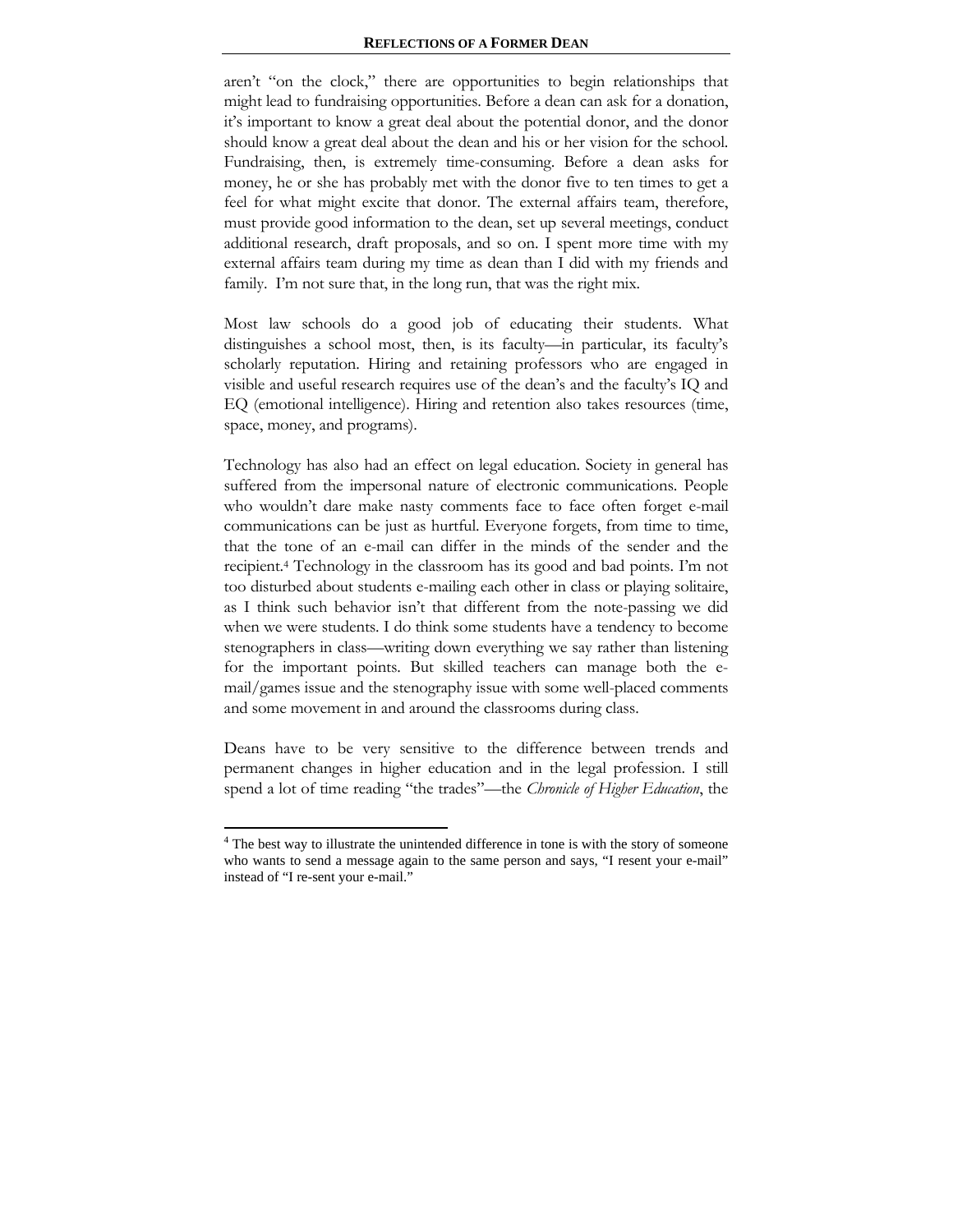aren't "on the clock," there are opportunities to begin relationships that might lead to fundraising opportunities. Before a dean can ask for a donation, it's important to know a great deal about the potential donor, and the donor should know a great deal about the dean and his or her vision for the school. Fundraising, then, is extremely time-consuming. Before a dean asks for money, he or she has probably met with the donor five to ten times to get a feel for what might excite that donor. The external affairs team, therefore, must provide good information to the dean, set up several meetings, conduct additional research, draft proposals, and so on. I spent more time with my external affairs team during my time as dean than I did with my friends and family. I'm not sure that, in the long run, that was the right mix.

Most law schools do a good job of educating their students. What distinguishes a school most, then, is its faculty—in particular, its faculty's scholarly reputation. Hiring and retaining professors who are engaged in visible and useful research requires use of the dean's and the faculty's IQ and EQ (emotional intelligence). Hiring and retention also takes resources (time, space, money, and programs).

Technology has also had an effect on legal education. Society in general has suffered from the impersonal nature of electronic communications. People who wouldn't dare make nasty comments face to face often forget e-mail communications can be just as hurtful. Everyone forgets, from time to time, that the tone of an e-mail can differ in the minds of the sender and the recipient.[4] Technology in the classroom has its good and bad points. I'm not too disturbed about students e-mailing each other in class or playing solitaire, as I think such behavior isn't that different from the note-passing we did when we were students. I do think some students have a tendency to become stenographers in class—writing down everything we say rather than listening for the important points. But skilled teachers can manage both the e-mail/games issue and the stenography issue with some well-placed comments and some movement in and around the classrooms during class.

Deans have to be very sensitive to the difference between trends and permanent changes in higher education and in the legal profession. I still spend a lot of time reading "the trades"—the *Chronicle of Higher Education*, the

[4] The best way to illustrate the unintended difference in tone is with the story of someone who wants to send a message again to the same person and says, "I resent your e-mail" instead of "I re-sent your e-mail."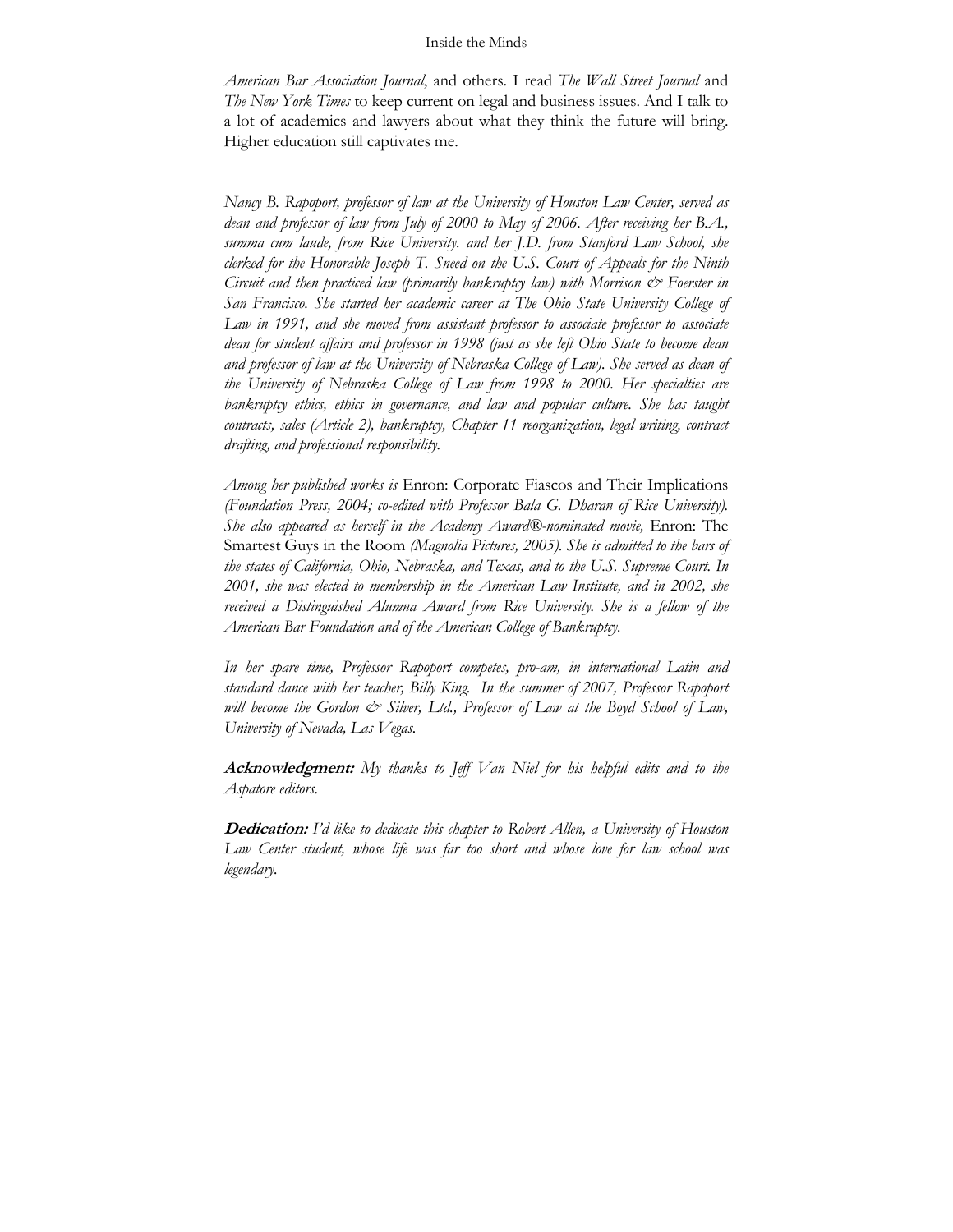*American Bar Association Journal*, and others. I read *The Wall Street Journal* and *The New York Times* to keep current on legal and business issues. And I talk to a lot of academics and lawyers about what they think the future will bring. Higher education still captivates me.

*Nancy B. Rapoport, professor of law at the University of Houston Law Center, served as dean and professor of law from July of 2000 to May of 2006. After receiving her B.A., summa cum laude, from Rice University. and her J.D. from Stanford Law School, she clerked for the Honorable Joseph T. Sneed on the U.S. Court of Appeals for the Ninth Circuit and then practiced law (primarily bankruptcy law) with Morrison & Foerster in San Francisco. She started her academic career at The Ohio State University College of Law in 1991, and she moved from assistant professor to associate professor to associate dean for student affairs and professor in 1998 (just as she left Ohio State to become dean and professor of law at the University of Nebraska College of Law). She served as dean of the University of Nebraska College of Law from 1998 to 2000. Her specialties are bankruptcy ethics, ethics in governance, and law and popular culture. She has taught contracts, sales (Article 2), bankruptcy, Chapter 11 reorganization, legal writing, contract drafting, and professional responsibility.*

*Among her published works is* Enron: Corporate Fiascos and Their Implications *(Foundation Press, 2004; co-edited with Professor Bala G. Dharan of Rice University). She also appeared as herself in the Academy Award®-nominated movie,* Enron: The Smartest Guys in the Room *(Magnolia Pictures, 2005). She is admitted to the bars of the states of California, Ohio, Nebraska, and Texas, and to the U.S. Supreme Court. In 2001, she was elected to membership in the American Law Institute, and in 2002, she received a Distinguished Alumna Award from Rice University. She is a fellow of the American Bar Foundation and of the American College of Bankruptcy.*

*In her spare time, Professor Rapoport competes, pro-am, in international Latin and standard dance with her teacher, Billy King. In the summer of 2007, Professor Rapoport will become the Gordon & Silver, Ltd., Professor of Law at the Boyd School of Law, University of Nevada, Las Vegas.*

**Acknowledgment:** *My thanks to Jeff Van Niel for his helpful edits and to the Aspatore editors.*

**Dedication:** *I'd like to dedicate this chapter to Robert Allen, a University of Houston Law Center student, whose life was far too short and whose love for law school was legendary.*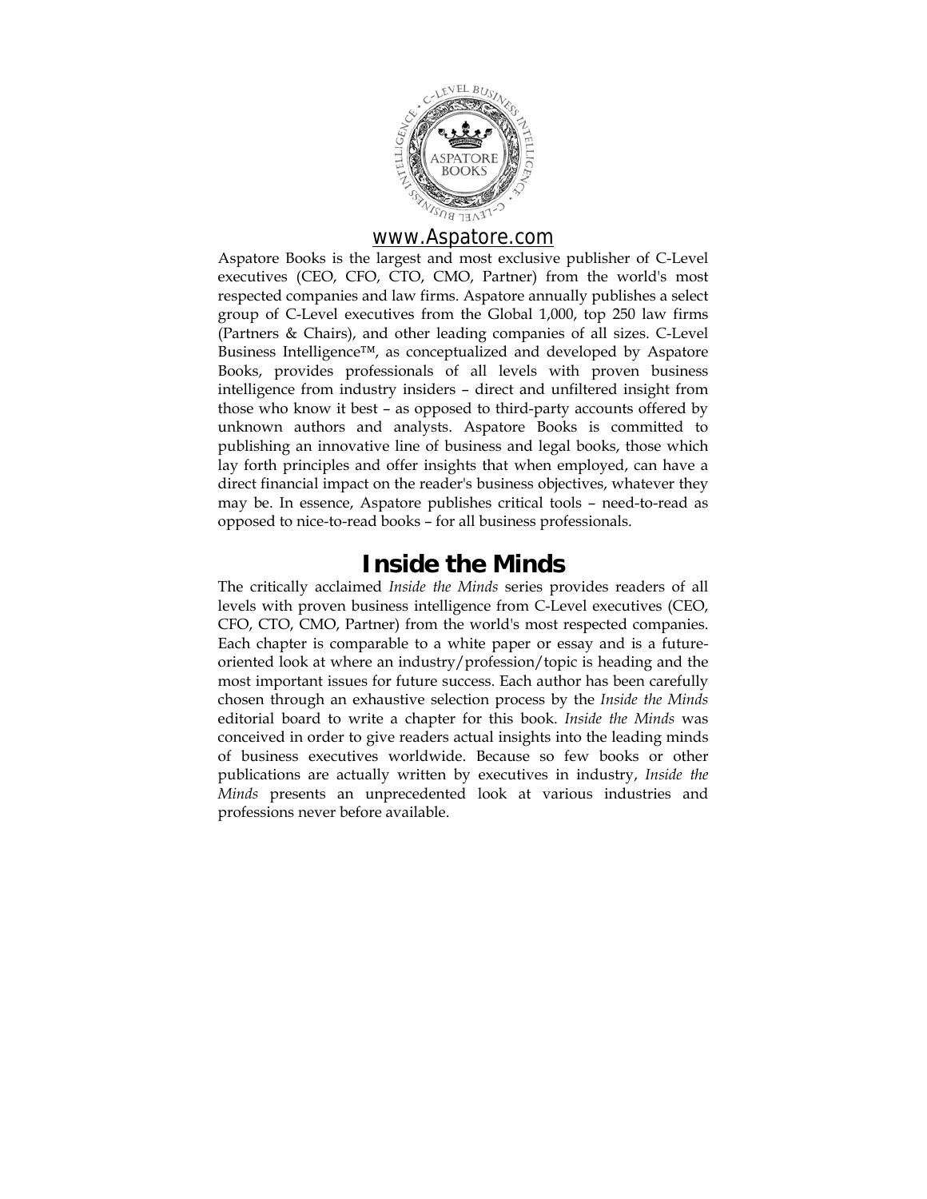www.Aspatore.com

Aspatore Books is the largest and most exclusive publisher of C-Level executives (CEO, CFO, CTO, CMO, Partner) from the world's most respected companies and law firms. Aspatore annually publishes a select group of C-Level executives from the Global 1,000, top 250 law firms (Partners & Chairs), and other leading companies of all sizes. C-Level Business Intelligence™, as conceptualized and developed by Aspatore Books, provides professionals of all levels with proven business intelligence from industry insiders – direct and unfiltered insight from those who know it best – as opposed to third-party accounts offered by unknown authors and analysts. Aspatore Books is committed to publishing an innovative line of business and legal books, those which lay forth principles and offer insights that when employed, can have a direct financial impact on the reader's business objectives, whatever they may be. In essence, Aspatore publishes critical tools – need-to-read as opposed to nice-to-read books – for all business professionals.

# Inside the Minds

The critically acclaimed *Inside the Minds* series provides readers of all levels with proven business intelligence from C-Level executives (CEO, CFO, CTO, CMO, Partner) from the world's most respected companies. Each chapter is comparable to a white paper or essay and is a future-oriented look at where an industry/profession/topic is heading and the most important issues for future success. Each author has been carefully chosen through an exhaustive selection process by the *Inside the Minds* editorial board to write a chapter for this book. *Inside the Minds* was conceived in order to give readers actual insights into the leading minds of business executives worldwide. Because so few books or other publications are actually written by executives in industry, *Inside the Minds* presents an unprecedented look at various industries and professions never before available.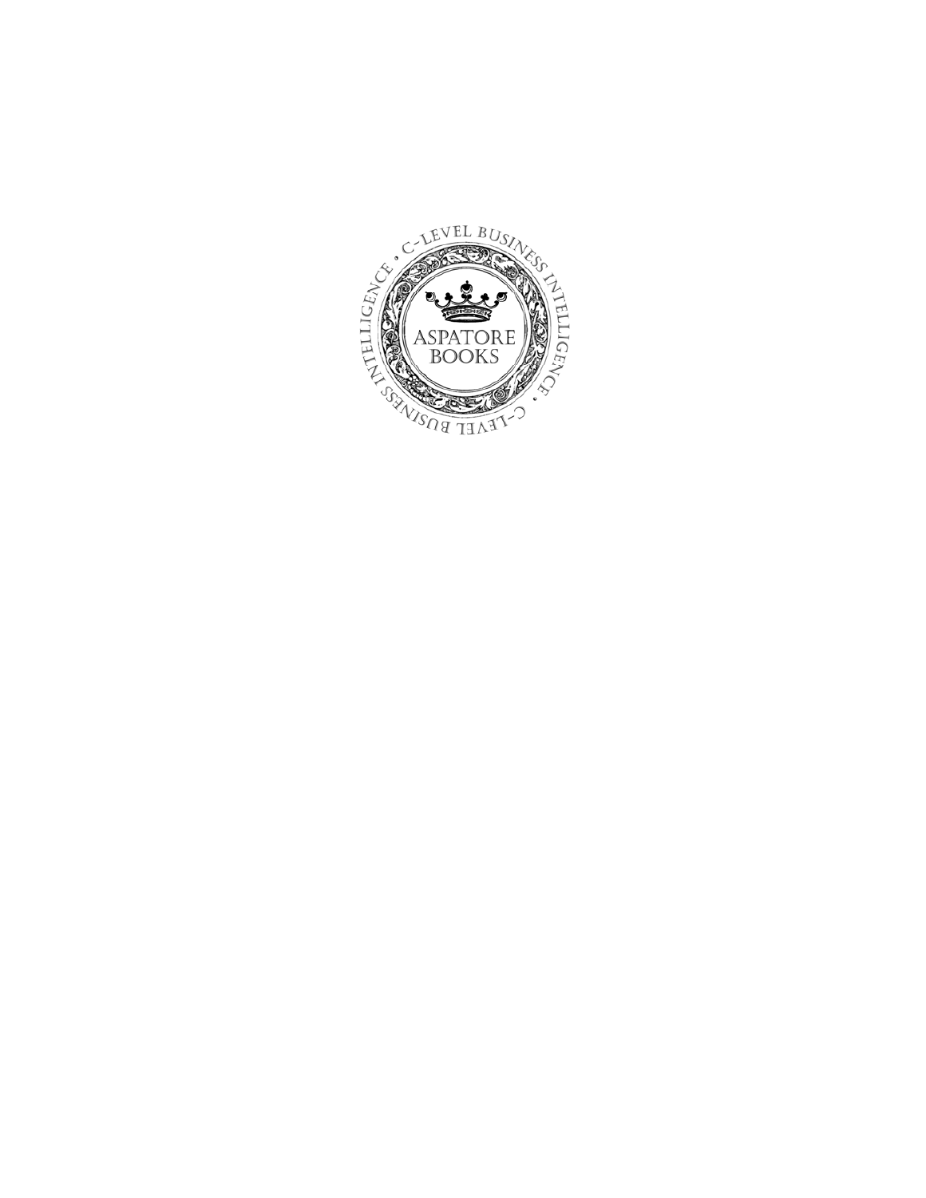C-LEVEL BUSINESS INTELLIGENCE • C-LEVEL BUSINESS INTELLIGENCE •

ASPATORE BOOKS